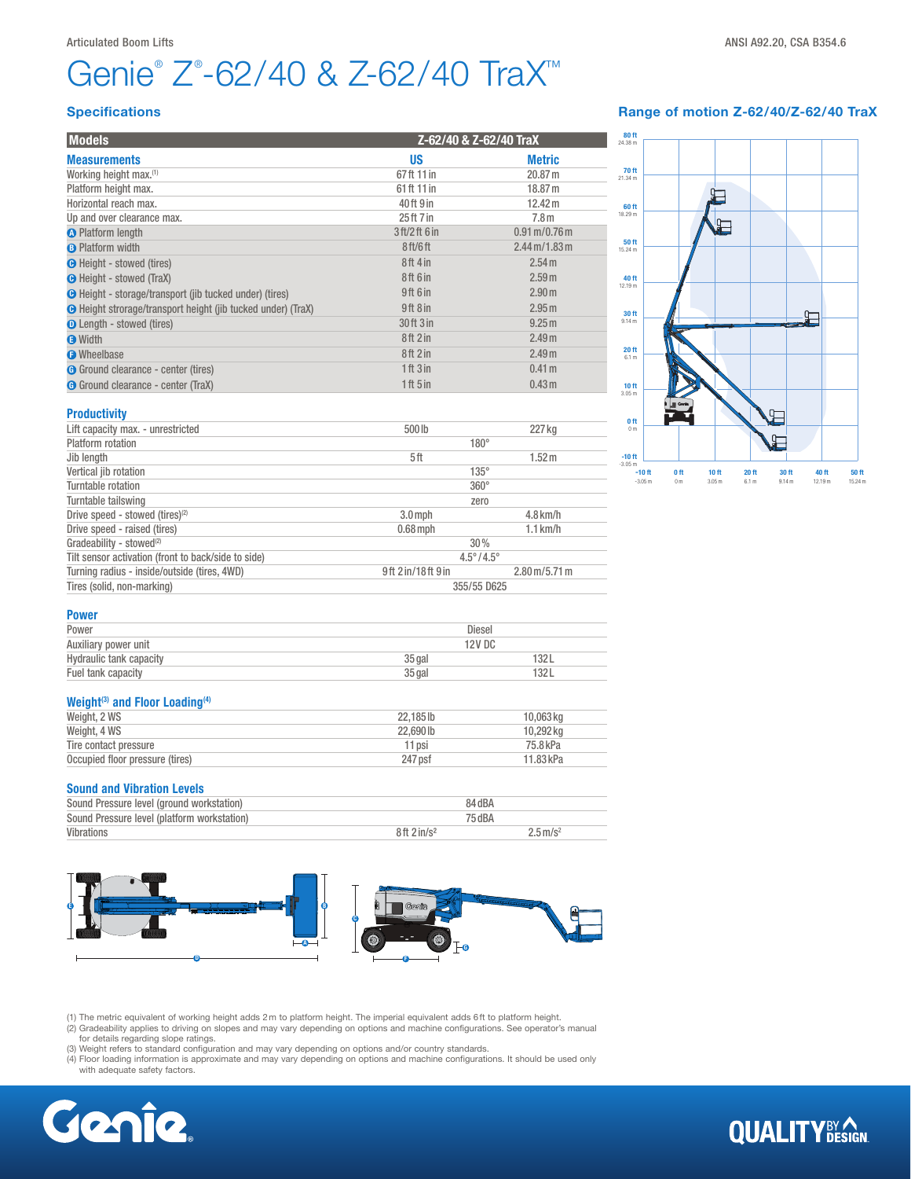Articulated Boom Lifts

ANSI A92.20, CSA B354.6

# Genie® Z®-62/40 & Z-62/40 TraX™

## Specifications

| Models | Z-62/40 & Z-62/40 TraX | |
|---|---|---|
| **Measurements** | **US** | **Metric** |
| Working height max.[1] | 67 ft 11 in | 20.87 m |
| Platform height max. | 61 ft 11 in | 18.87 m |
| Horizontal reach max. | 40 ft 9 in | 12.42 m |
| Up and over clearance max. | 25 ft 7 in | 7.8 m |
| A Platform length | 3 ft/2 ft 6 in | 0.91 m/0.76 m |
| B Platform width | 8 ft/6 ft | 2.44 m/1.83 m |
| C Height - stowed (tires) | 8 ft 4 in | 2.54 m |
| C Height - stowed (TraX) | 8 ft 6 in | 2.59 m |
| C Height - storage/transport (jib tucked under) (tires) | 9 ft 6 in | 2.90 m |
| C Height strorage/transport height (jib tucked under) (TraX) | 9 ft 8 in | 2.95 m |
| D Length - stowed (tires) | 30 ft 3 in | 9.25 m |
| E Width | 8 ft 2 in | 2.49 m |
| F Wheelbase | 8 ft 2 in | 2.49 m |
| G Ground clearance - center (tires) | 1 ft 3 in | 0.41 m |
| G Ground clearance - center (TraX) | 1 ft 5 in | 0.43 m |

### Productivity

| | | |
|---|---|---|
| Lift capacity max. - unrestricted | 500 lb | 227 kg |
| Platform rotation | 180° | |
| Jib length | 5 ft | 1.52 m |
| Vertical jib rotation | 135° | |
| Turntable rotation | 360° | |
| Turntable tailswing | zero | |
| Drive speed - stowed (tires)[2] | 3.0 mph | 4.8 km/h |
| Drive speed - raised (tires) | 0.68 mph | 1.1 km/h |
| Gradeability - stowed[2] | 30% | |
| Tilt sensor activation (front to back/side to side) | 4.5° / 4.5° | |
| Turning radius - inside/outside (tires, 4WD) | 9 ft 2 in/18 ft 9 in | 2.80 m/5.71 m |
| Tires (solid, non-marking) | 355/55 D625 | |

### Power

| | | |
|---|---|---|
| Power | Diesel | |
| Auxiliary power unit | 12V DC | |
| Hydraulic tank capacity | 35 gal | 132 L |
| Fuel tank capacity | 35 gal | 132 L |

### Weight[3] and Floor Loading[4]

| | | |
|---|---|---|
| Weight, 2 WS | 22,185 lb | 10,063 kg |
| Weight, 4 WS | 22,690 lb | 10,292 kg |
| Tire contact pressure | 11 psi | 75.8 kPa |
| Occupied floor pressure (tires) | 247 psf | 11.83 kPa |

### Sound and Vibration Levels

| | | |
|---|---|---|
| Sound Pressure level (ground workstation) | 84 dBA | |
| Sound Pressure level (platform workstation) | 75 dBA | |
| Vibrations | 8 ft 2 in/s² | 2.5 m/s² |

## Range of motion Z-62/40/Z-62/40 TraX

(1) The metric equivalent of working height adds 2 m to platform height. The imperial equivalent adds 6 ft to platform height.
(2) Gradeability applies to driving on slopes and may vary depending on options and machine configurations. See operator's manual for details regarding slope ratings.
(3) Weight refers to standard configuration and may vary depending on options and/or country standards.
(4) Floor loading information is approximate and may vary depending on options and machine configurations. It should be used only with adequate safety factors.

QUALITY BY DESIGN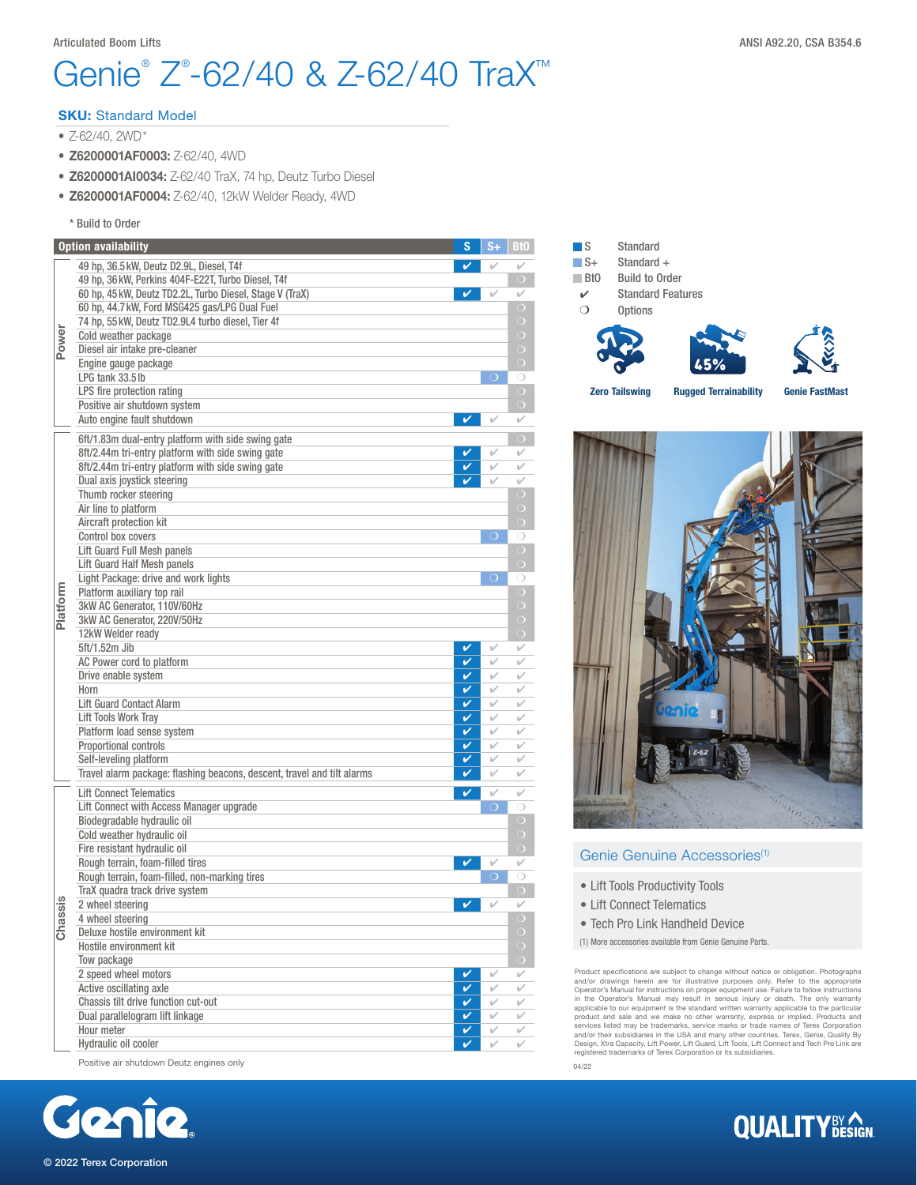Articulated Boom Lifts

ANSI A92.20, CSA B354.6

# Genie® Z®-62/40 & Z-62/40 TraX™

**SKU:** Standard Model

- Z-62/40, 2WD*
- **Z6200001AF0003:** Z-62/40, 4WD
- **Z6200001AI0034:** Z-62/40 TraX, 74 hp, Deutz Turbo Diesel
- **Z6200001AF0004:** Z-62/40, 12kW Welder Ready, 4WD

\* Build to Order

| | Option availability | S | S+ | BtO |
|---|---|---|---|---|
| Power | 49 hp, 36.5 kW, Deutz D2.9L, Diesel, T4f | ✔ | ✔ | ✔ |
| | 49 hp, 36 kW, Perkins 404F-E22T, Turbo Diesel, T4f | | | ❍ |
| | 60 hp, 45 kW, Deutz TD2.2L, Turbo Diesel, Stage V (TraX) | ✔ | ✔ | ✔ |
| | 60 hp, 44.7 kW, Ford MSG425 gas/LPG Dual Fuel | | | ❍ |
| | 74 hp, 55 kW, Deutz TD2.9L4 turbo diesel, Tier 4f | | | ❍ |
| | Cold weather package | | | ❍ |
| | Diesel air intake pre-cleaner | | | ❍ |
| | Engine gauge package | | | ❍ |
| | LPG tank 33.5 lb | | ❍ | ❍ |
| | LPS fire protection rating | | | ❍ |
| | Positive air shutdown system | | | ❍ |
| | Auto engine fault shutdown | ✔ | ✔ | ✔ |
| Platform | 6ft/1.83m dual-entry platform with side swing gate | | | ❍ |
| | 8ft/2.44m tri-entry platform with side swing gate | ✔ | ✔ | ✔ |
| | 8ft/2.44m tri-entry platform with side swing gate | ✔ | ✔ | ✔ |
| | Dual axis joystick steering | ✔ | ✔ | ✔ |
| | Thumb rocker steering | | | ❍ |
| | Air line to platform | | | ❍ |
| | Aircraft protection kit | | | ❍ |
| | Control box covers | | ❍ | ❍ |
| | Lift Guard Full Mesh panels | | | ❍ |
| | Lift Guard Half Mesh panels | | | ❍ |
| | Light Package: drive and work lights | | ❍ | ❍ |
| | Platform auxiliary top rail | | | ❍ |
| | 3kW AC Generator, 110V/60Hz | | | ❍ |
| | 3kW AC Generator, 220V/50Hz | | | ❍ |
| | 12kW Welder ready | | | ❍ |
| | 5ft/1.52m Jib | ✔ | ✔ | ✔ |
| | AC Power cord to platform | ✔ | ✔ | ✔ |
| | Drive enable system | ✔ | ✔ | ✔ |
| | Horn | ✔ | ✔ | ✔ |
| | Lift Guard Contact Alarm | ✔ | ✔ | ✔ |
| | Lift Tools Work Tray | ✔ | ✔ | ✔ |
| | Platform load sense system | ✔ | ✔ | ✔ |
| | Proportional controls | ✔ | ✔ | ✔ |
| | Self-leveling platform | ✔ | ✔ | ✔ |
| | Travel alarm package: flashing beacons, descent, travel and tilt alarms | ✔ | ✔ | ✔ |
| Chassis | Lift Connect Telematics | ✔ | ✔ | ✔ |
| | Lift Connect with Access Manager upgrade | | ❍ | ❍ |
| | Biodegradable hydraulic oil | | | ❍ |
| | Cold weather hydraulic oil | | | ❍ |
| | Fire resistant hydraulic oil | | | ❍ |
| | Rough terrain, foam-filled tires | ✔ | ✔ | ✔ |
| | Rough terrain, foam-filled, non-marking tires | | ❍ | ❍ |
| | TraX quadra track drive system | | | ❍ |
| | 2 wheel steering | ✔ | ✔ | ✔ |
| | 4 wheel steering | | | ❍ |
| | Deluxe hostile environment kit | | | ❍ |
| | Hostile environment kit | | | ❍ |
| | Tow package | | | ❍ |
| | 2 speed wheel motors | ✔ | ✔ | ✔ |
| | Active oscillating axle | ✔ | ✔ | ✔ |
| | Chassis tilt drive function cut-out | ✔ | ✔ | ✔ |
| | Dual parallelogram lift linkage | ✔ | ✔ | ✔ |
| | Hour meter | ✔ | ✔ | ✔ |
| | Hydraulic oil cooler | ✔ | ✔ | ✔ |

Positive air shutdown Deutz engines only

- S — Standard
- S+ — Standard +
- BtO — Build to Order
- ✔ — Standard Features
- ❍ — Options

Zero Tailswing

45%

Rugged Terrainability

Genie FastMast

## Genie Genuine Accessories[1]

- Lift Tools Productivity Tools
- Lift Connect Telematics
- Tech Pro Link Handheld Device

(1) More accessories available from Genie Genuine Parts.

Product specifications are subject to change without notice or obligation. Photographs and/or drawings herein are for illustrative purposes only. Refer to the appropriate Operator's Manual for instructions on proper equipment use. Failure to follow instructions in the Operator's Manual may result in serious injury or death. The only warranty applicable to our equipment is the standard written warranty applicable to the particular product and sale and we make no other warranty, express or implied. Products and services listed may be trademarks, service marks or trade names of Terex Corporation and/or their subsidiaries in the USA and many other countries. Terex, Genie, Quality By Design, Xtra Capacity, Lift Power, Lift Guard, Lift Tools, Lift Connect and Tech Pro Link are registered trademarks of Terex Corporation or its subsidiaries.

04/22

Genie.

© 2022 Terex Corporation

QUALITY BY DESIGN